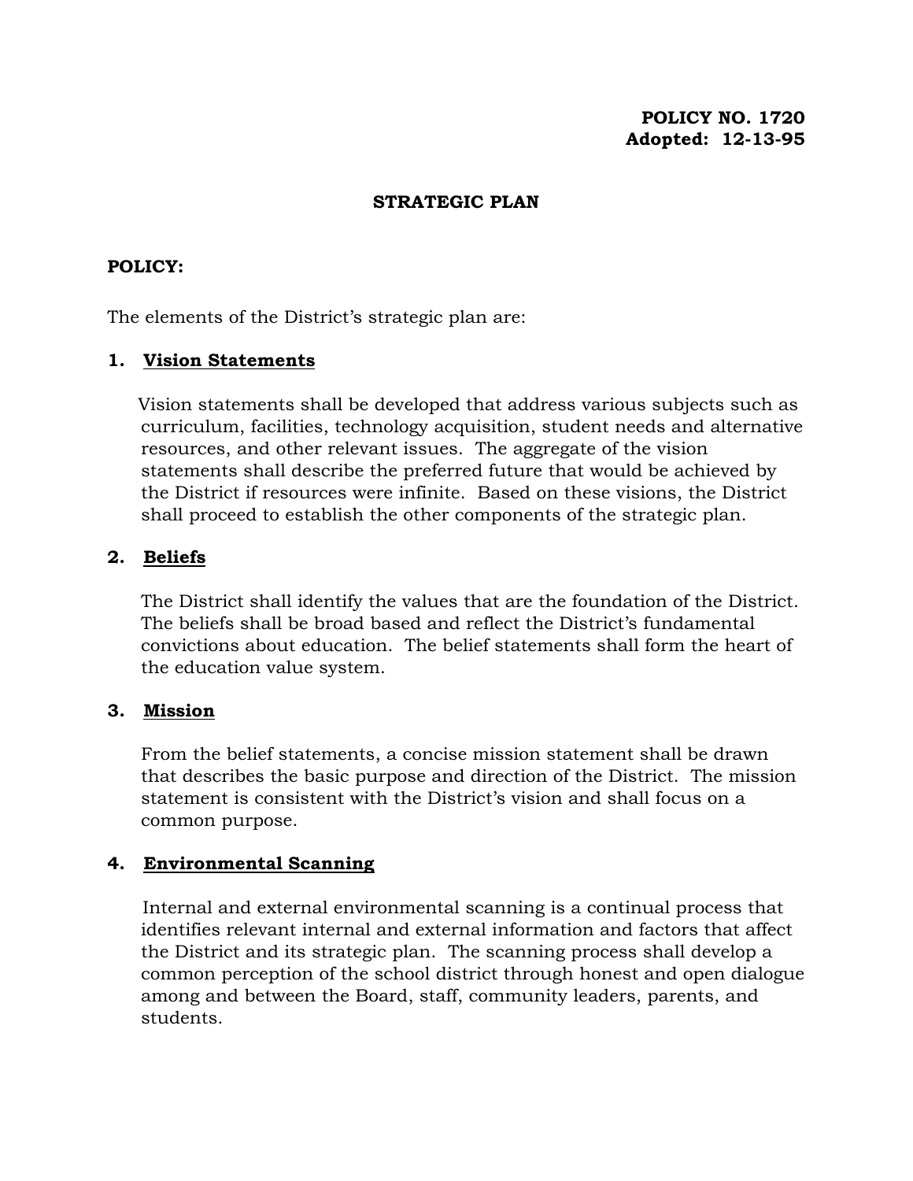**POLICY NO. 1720**
**Adopted: 12-13-95**

# STRATEGIC PLAN

## POLICY:

The elements of the District's strategic plan are:

### 1. Vision Statements

Vision statements shall be developed that address various subjects such as curriculum, facilities, technology acquisition, student needs and alternative resources, and other relevant issues. The aggregate of the vision statements shall describe the preferred future that would be achieved by the District if resources were infinite. Based on these visions, the District shall proceed to establish the other components of the strategic plan.

### 2. Beliefs

The District shall identify the values that are the foundation of the District. The beliefs shall be broad based and reflect the District's fundamental convictions about education. The belief statements shall form the heart of the education value system.

### 3. Mission

From the belief statements, a concise mission statement shall be drawn that describes the basic purpose and direction of the District. The mission statement is consistent with the District's vision and shall focus on a common purpose.

### 4. Environmental Scanning

Internal and external environmental scanning is a continual process that identifies relevant internal and external information and factors that affect the District and its strategic plan. The scanning process shall develop a common perception of the school district through honest and open dialogue among and between the Board, staff, community leaders, parents, and students.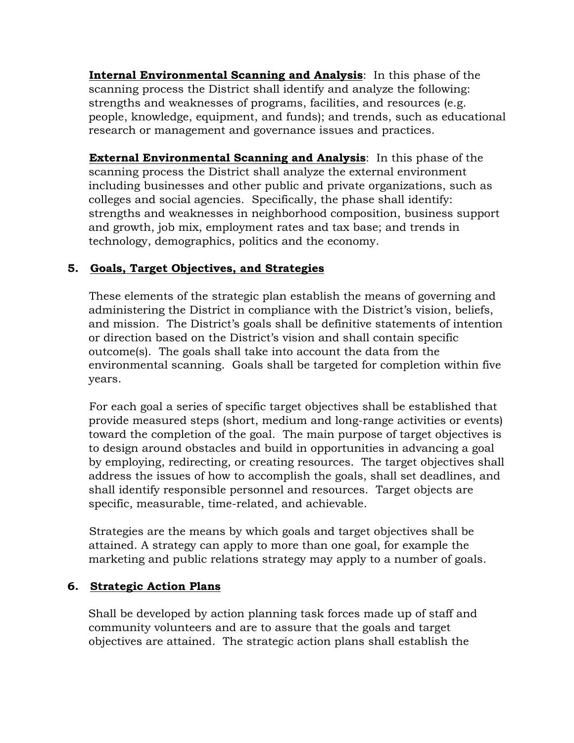**Internal Environmental Scanning and Analysis**: In this phase of the scanning process the District shall identify and analyze the following: strengths and weaknesses of programs, facilities, and resources (e.g. people, knowledge, equipment, and funds); and trends, such as educational research or management and governance issues and practices.

**External Environmental Scanning and Analysis**: In this phase of the scanning process the District shall analyze the external environment including businesses and other public and private organizations, such as colleges and social agencies. Specifically, the phase shall identify: strengths and weaknesses in neighborhood composition, business support and growth, job mix, employment rates and tax base; and trends in technology, demographics, politics and the economy.

## 5. Goals, Target Objectives, and Strategies

These elements of the strategic plan establish the means of governing and administering the District in compliance with the District's vision, beliefs, and mission. The District's goals shall be definitive statements of intention or direction based on the District's vision and shall contain specific outcome(s). The goals shall take into account the data from the environmental scanning. Goals shall be targeted for completion within five years.

For each goal a series of specific target objectives shall be established that provide measured steps (short, medium and long-range activities or events) toward the completion of the goal. The main purpose of target objectives is to design around obstacles and build in opportunities in advancing a goal by employing, redirecting, or creating resources. The target objectives shall address the issues of how to accomplish the goals, shall set deadlines, and shall identify responsible personnel and resources. Target objects are specific, measurable, time-related, and achievable.

Strategies are the means by which goals and target objectives shall be attained. A strategy can apply to more than one goal, for example the marketing and public relations strategy may apply to a number of goals.

## 6. Strategic Action Plans

Shall be developed by action planning task forces made up of staff and community volunteers and are to assure that the goals and target objectives are attained. The strategic action plans shall establish the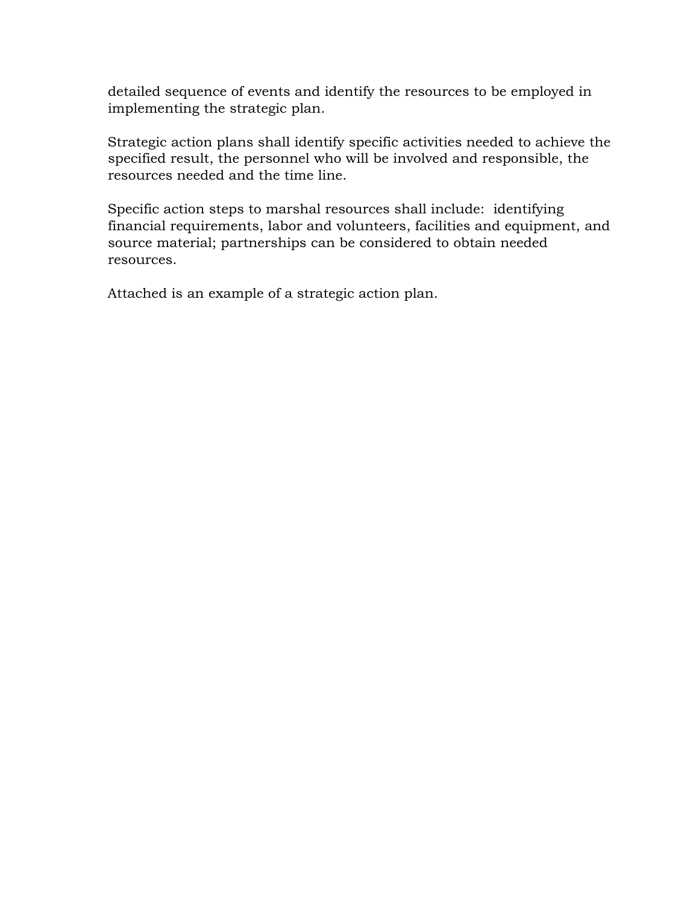detailed sequence of events and identify the resources to be employed in implementing the strategic plan.

Strategic action plans shall identify specific activities needed to achieve the specified result, the personnel who will be involved and responsible, the resources needed and the time line.

Specific action steps to marshal resources shall include: identifying financial requirements, labor and volunteers, facilities and equipment, and source material; partnerships can be considered to obtain needed resources.

Attached is an example of a strategic action plan.